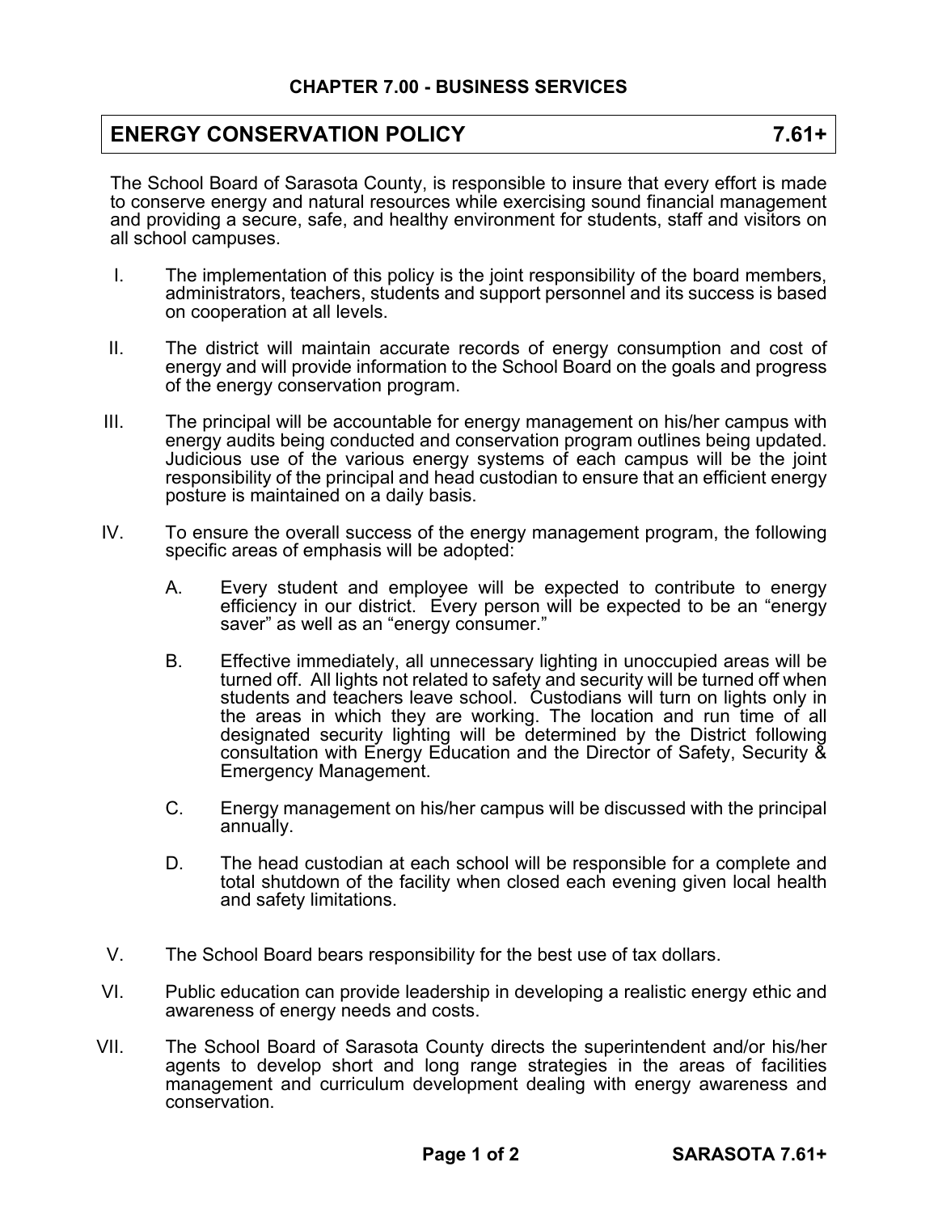## CHAPTER 7.00 - BUSINESS SERVICES

# ENERGY CONSERVATION POLICY 7.61+

The School Board of Sarasota County, is responsible to insure that every effort is made to conserve energy and natural resources while exercising sound financial management and providing a secure, safe, and healthy environment for students, staff and visitors on all school campuses.

I. The implementation of this policy is the joint responsibility of the board members, administrators, teachers, students and support personnel and its success is based on cooperation at all levels.

II. The district will maintain accurate records of energy consumption and cost of energy and will provide information to the School Board on the goals and progress of the energy conservation program.

III. The principal will be accountable for energy management on his/her campus with energy audits being conducted and conservation program outlines being updated. Judicious use of the various energy systems of each campus will be the joint responsibility of the principal and head custodian to ensure that an efficient energy posture is maintained on a daily basis.

IV. To ensure the overall success of the energy management program, the following specific areas of emphasis will be adopted:

   A. Every student and employee will be expected to contribute to energy efficiency in our district. Every person will be expected to be an "energy saver" as well as an "energy consumer."

   B. Effective immediately, all unnecessary lighting in unoccupied areas will be turned off. All lights not related to safety and security will be turned off when students and teachers leave school. Custodians will turn on lights only in the areas in which they are working. The location and run time of all designated security lighting will be determined by the District following consultation with Energy Education and the Director of Safety, Security & Emergency Management.

   C. Energy management on his/her campus will be discussed with the principal annually.

   D. The head custodian at each school will be responsible for a complete and total shutdown of the facility when closed each evening given local health and safety limitations.

V. The School Board bears responsibility for the best use of tax dollars.

VI. Public education can provide leadership in developing a realistic energy ethic and awareness of energy needs and costs.

VII. The School Board of Sarasota County directs the superintendent and/or his/her agents to develop short and long range strategies in the areas of facilities management and curriculum development dealing with energy awareness and conservation.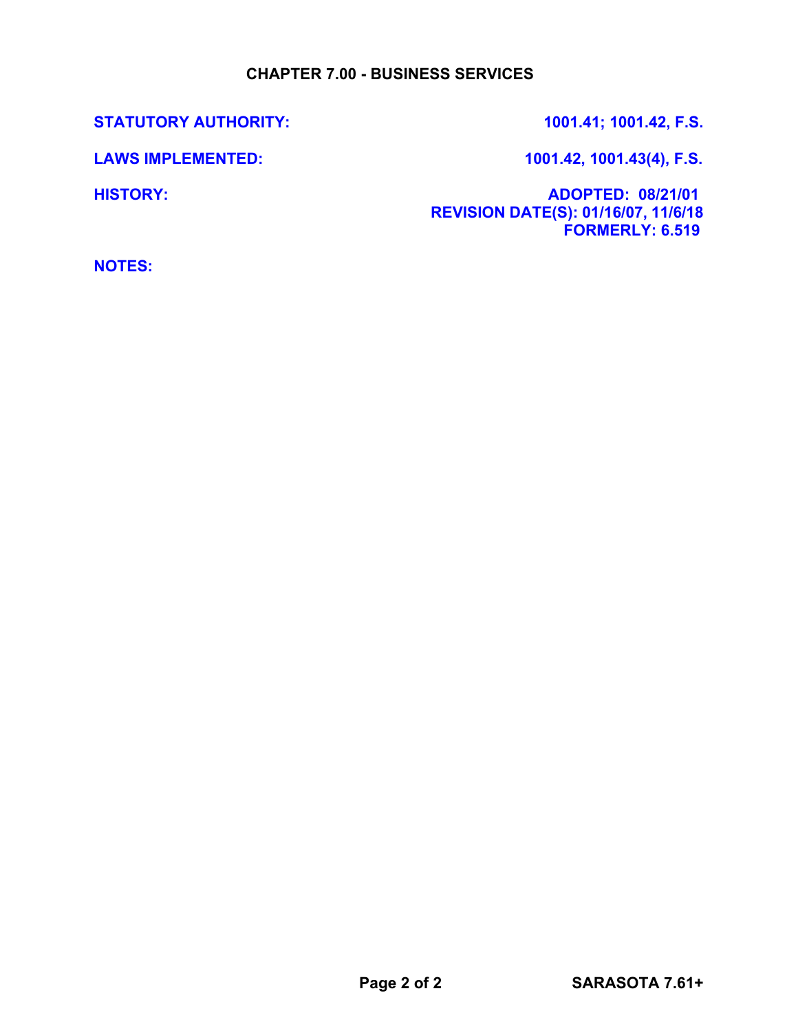**STATUTORY AUTHORITY:** 1001.41; 1001.42, F.S.

**LAWS IMPLEMENTED:** 1001.42, 1001.43(4), F.S.

**HISTORY:** ADOPTED: 08/21/01
REVISION DATE(S): 01/16/07, 11/6/18
FORMERLY: 6.519

**NOTES:**